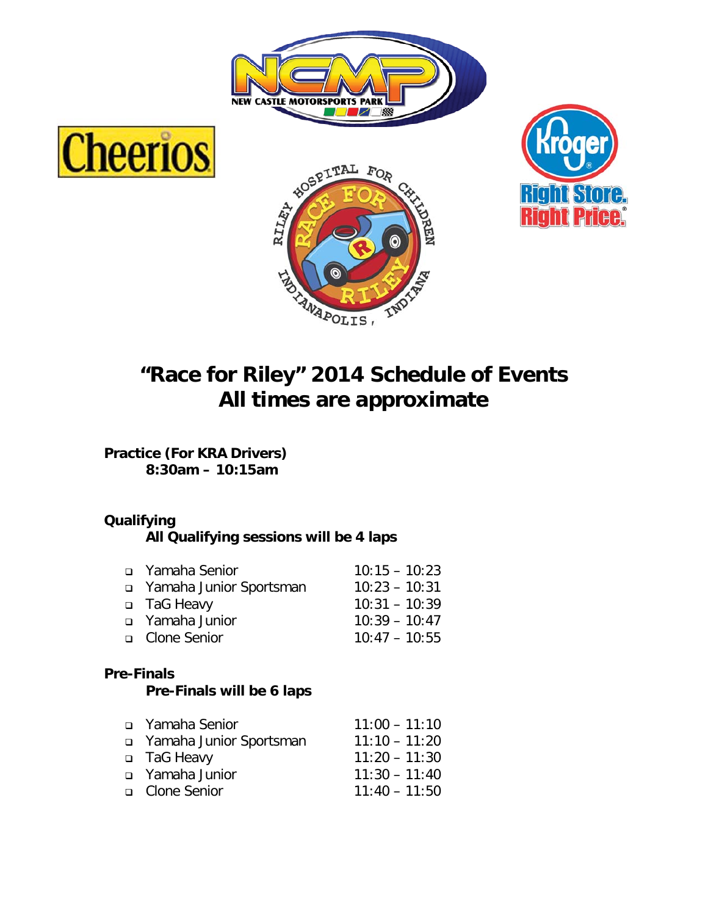# "Race for Riley" 2014 Schedule of Events
# All times are approximate

**Practice (For KRA Drivers)**
**8:30am – 10:15am**

**Qualifying**
**All Qualifying sessions will be 4 laps**

- Yamaha Senior 10:15 – 10:23
- Yamaha Junior Sportsman 10:23 – 10:31
- TaG Heavy 10:31 – 10:39
- Yamaha Junior 10:39 – 10:47
- Clone Senior 10:47 – 10:55

**Pre-Finals**
**Pre-Finals will be 6 laps**

- Yamaha Senior 11:00 – 11:10
- Yamaha Junior Sportsman 11:10 – 11:20
- TaG Heavy 11:20 – 11:30
- Yamaha Junior 11:30 – 11:40
- Clone Senior 11:40 – 11:50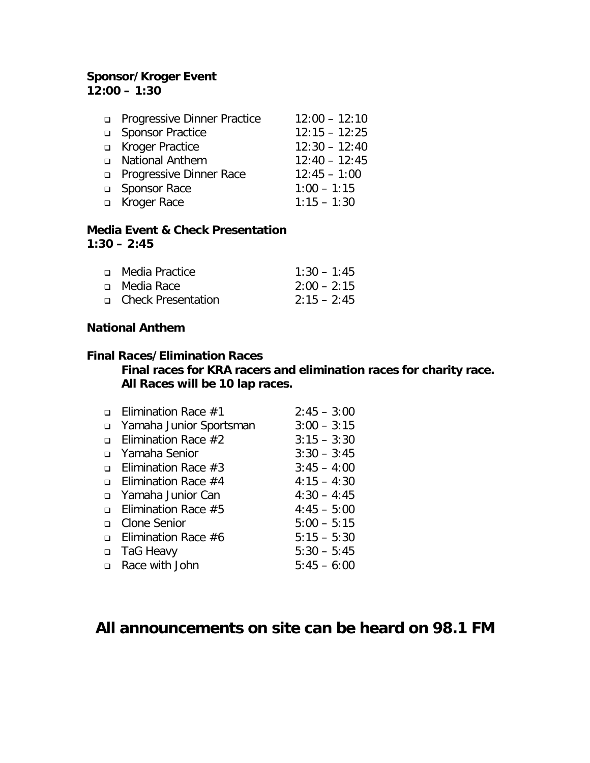**Sponsor/Kroger Event**
**12:00 – 1:30**

- Progressive Dinner Practice 12:00 – 12:10
- Sponsor Practice 12:15 – 12:25
- Kroger Practice 12:30 – 12:40
- National Anthem 12:40 – 12:45
- Progressive Dinner Race 12:45 – 1:00
- Sponsor Race 1:00 – 1:15
- Kroger Race 1:15 – 1:30

**Media Event & Check Presentation**
**1:30 – 2:45**

- Media Practice 1:30 – 1:45
- Media Race 2:00 – 2:15
- Check Presentation 2:15 – 2:45

**National Anthem**

**Final Races/Elimination Races**

**Final races for KRA racers and elimination races for charity race.**
**All Races will be 10 lap races.**

- Elimination Race #1 2:45 – 3:00
- Yamaha Junior Sportsman 3:00 – 3:15
- Elimination Race #2 3:15 – 3:30
- Yamaha Senior 3:30 – 3:45
- Elimination Race #3 3:45 – 4:00
- Elimination Race #4 4:15 – 4:30
- Yamaha Junior Can 4:30 – 4:45
- Elimination Race #5 4:45 – 5:00
- Clone Senior 5:00 – 5:15
- Elimination Race #6 5:15 – 5:30
- TaG Heavy 5:30 – 5:45
- Race with John 5:45 – 6:00

## All announcements on site can be heard on 98.1 FM